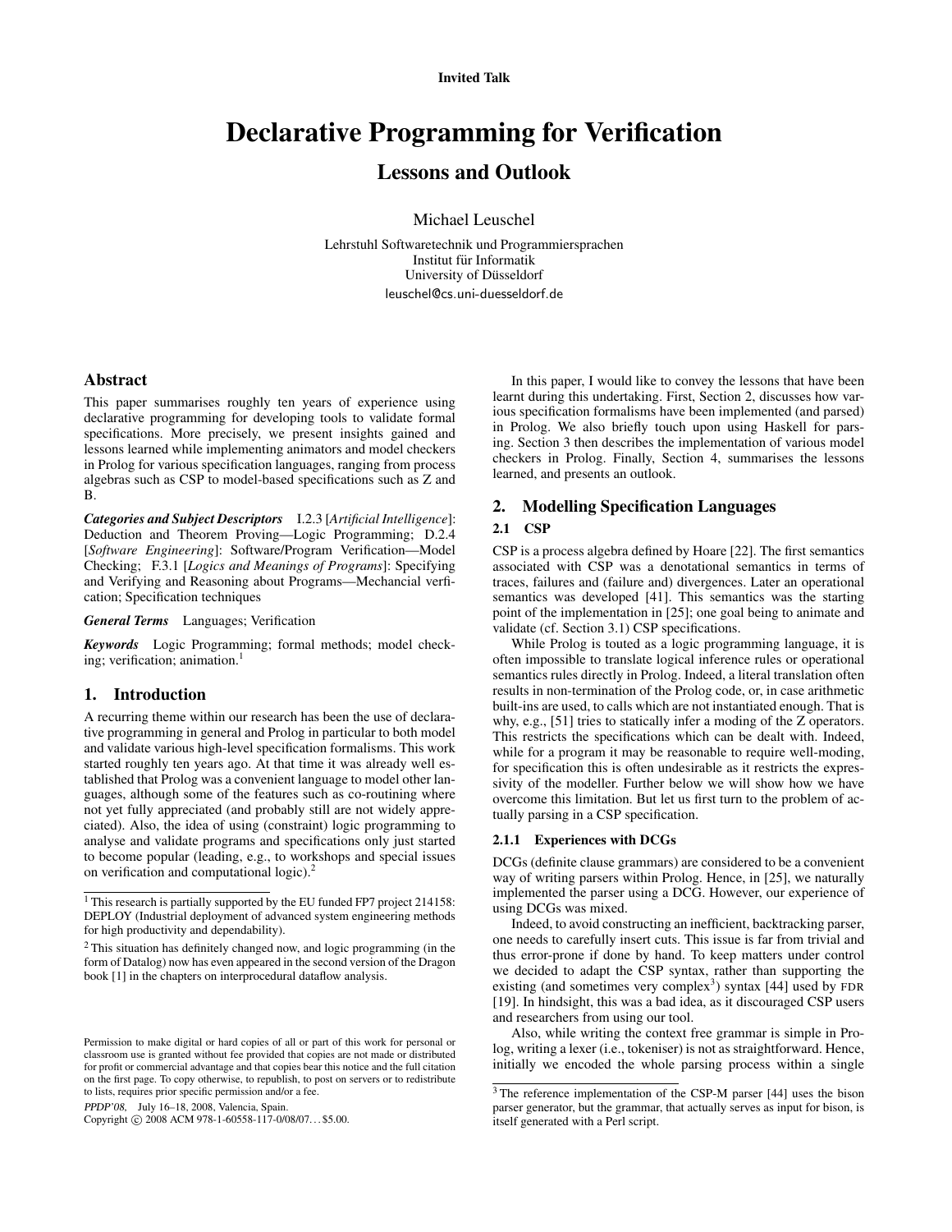Invited Talk

# Declarative Programming for Verification

## Lessons and Outlook

Michael Leuschel

Lehrstuhl Softwaretechnik und Programmiersprachen
Institut für Informatik
University of Düsseldorf
leuschel@cs.uni-duesseldorf.de

## Abstract

This paper summarises roughly ten years of experience using declarative programming for developing tools to validate formal specifications. More precisely, we present insights gained and lessons learned while implementing animators and model checkers in Prolog for various specification languages, ranging from process algebras such as CSP to model-based specifications such as Z and B.

***Categories and Subject Descriptors*** I.2.3 [*Artificial Intelligence*]: Deduction and Theorem Proving—Logic Programming; D.2.4 [*Software Engineering*]: Software/Program Verification—Model Checking; F.3.1 [*Logics and Meanings of Programs*]: Specifying and Verifying and Reasoning about Programs—Mechancial verfication; Specification techniques

***General Terms*** Languages; Verification

***Keywords*** Logic Programming; formal methods; model checking; verification; animation.[1]

## 1. Introduction

A recurring theme within our research has been the use of declarative programming in general and Prolog in particular to both model and validate various high-level specification formalisms. This work started roughly ten years ago. At that time it was already well established that Prolog was a convenient language to model other languages, although some of the features such as co-routining where not yet fully appreciated (and probably still are not widely appreciated). Also, the idea of using (constraint) logic programming to analyse and validate programs and specifications only just started to become popular (leading, e.g., to workshops and special issues on verification and computational logic).[2]

[1] This research is partially supported by the EU funded FP7 project 214158: DEPLOY (Industrial deployment of advanced system engineering methods for high productivity and dependability).

[2] This situation has definitely changed now, and logic programming (in the form of Datalog) now has even appeared in the second version of the Dragon book [1] in the chapters on interprocedural dataflow analysis.

Permission to make digital or hard copies of all or part of this work for personal or classroom use is granted without fee provided that copies are not made or distributed for profit or commercial advantage and that copies bear this notice and the full citation on the first page. To copy otherwise, to republish, to post on servers or to redistribute to lists, requires prior specific permission and/or a fee.

*PPDP'08,* July 16–18, 2008, Valencia, Spain.
Copyright © 2008 ACM 978-1-60558-117-0/08/07... $5.00.

In this paper, I would like to convey the lessons that have been learnt during this undertaking. First, Section 2, discusses how various specification formalisms have been implemented (and parsed) in Prolog. We also briefly touch upon using Haskell for parsing. Section 3 then describes the implementation of various model checkers in Prolog. Finally, Section 4, summarises the lessons learned, and presents an outlook.

## 2. Modelling Specification Languages

### 2.1 CSP

CSP is a process algebra defined by Hoare [22]. The first semantics associated with CSP was a denotational semantics in terms of traces, failures and (failure and) divergences. Later an operational semantics was developed [41]. This semantics was the starting point of the implementation in [25]; one goal being to animate and validate (cf. Section 3.1) CSP specifications.

While Prolog is touted as a logic programming language, it is often impossible to translate logical inference rules or operational semantics rules directly in Prolog. Indeed, a literal translation often results in non-termination of the Prolog code, or, in case arithmetic built-ins are used, to calls which are not instantiated enough. That is why, e.g., [51] tries to statically infer a moding of the Z operators. This restricts the specifications which can be dealt with. Indeed, while for a program it may be reasonable to require well-moding, for specification this is often undesirable as it restricts the expressivity of the modeller. Further below we will show how we have overcome this limitation. But let us first turn to the problem of actually parsing in a CSP specification.

#### 2.1.1 Experiences with DCGs

DCGs (definite clause grammars) are considered to be a convenient way of writing parsers within Prolog. Hence, in [25], we naturally implemented the parser using a DCG. However, our experience of using DCGs was mixed.

Indeed, to avoid constructing an inefficient, backtracking parser, one needs to carefully insert cuts. This issue is far from trivial and thus error-prone if done by hand. To keep matters under control we decided to adapt the CSP syntax, rather than supporting the existing (and sometimes very complex[3]) syntax [44] used by FDR [19]. In hindsight, this was a bad idea, as it discouraged CSP users and researchers from using our tool.

Also, while writing the context free grammar is simple in Prolog, writing a lexer (i.e., tokeniser) is not as straightforward. Hence, initially we encoded the whole parsing process within a single

[3] The reference implementation of the CSP-M parser [44] uses the bison parser generator, but the grammar, that actually serves as input for bison, is itself generated with a Perl script.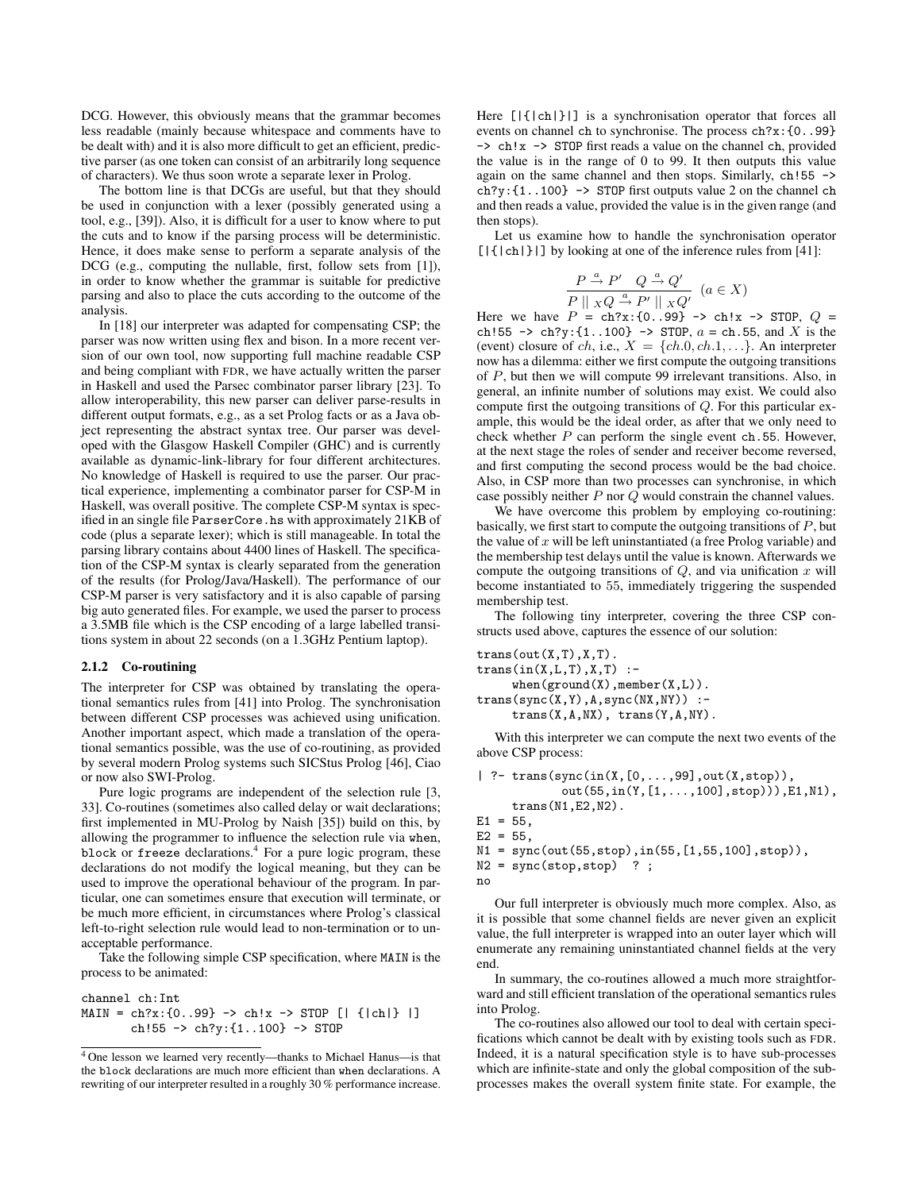DCG. However, this obviously means that the grammar becomes less readable (mainly because whitespace and comments have to be dealt with) and it is also more difficult to get an efficient, predictive parser (as one token can consist of an arbitrarily long sequence of characters). We thus soon wrote a separate lexer in Prolog.

The bottom line is that DCGs are useful, but that they should be used in conjunction with a lexer (possibly generated using a tool, e.g., [39]). Also, it is difficult for a user to know where to put the cuts and to know if the parsing process will be deterministic. Hence, it does make sense to perform a separate analysis of the DCG (e.g., computing the nullable, first, follow sets from [1]), in order to know whether the grammar is suitable for predictive parsing and also to place the cuts according to the outcome of the analysis.

In [18] our interpreter was adapted for compensating CSP; the parser was now written using flex and bison. In a more recent version of our own tool, now supporting full machine readable CSP and being compliant with FDR, we have actually written the parser in Haskell and used the Parsec combinator parser library [23]. To allow interoperability, this new parser can deliver parse-results in different output formats, e.g., as a set Prolog facts or as a Java object representing the abstract syntax tree. Our parser was developed with the Glasgow Haskell Compiler (GHC) and is currently available as dynamic-link-library for four different architectures. No knowledge of Haskell is required to use the parser. Our practical experience, implementing a combinator parser for CSP-M in Haskell, was overall positive. The complete CSP-M syntax is specified in an single file `ParserCore.hs` with approximately 21KB of code (plus a separate lexer); which is still manageable. In total the parsing library contains about 4400 lines of Haskell. The specification of the CSP-M syntax is clearly separated from the generation of the results (for Prolog/Java/Haskell). The performance of our CSP-M parser is very satisfactory and it is also capable of parsing big auto generated files. For example, we used the parser to process a 3.5MB file which is the CSP encoding of a large labelled transitions system in about 22 seconds (on a 1.3GHz Pentium laptop).

### 2.1.2 Co-routining

The interpreter for CSP was obtained by translating the operational semantics rules from [41] into Prolog. The synchronisation between different CSP processes was achieved using unification. Another important aspect, which made a translation of the operational semantics possible, was the use of co-routining, as provided by several modern Prolog systems such SICStus Prolog [46], Ciao or now also SWI-Prolog.

Pure logic programs are independent of the selection rule [3, 33]. Co-routines (sometimes also called delay or wait declarations; first implemented in MU-Prolog by Naish [35]) build on this, by allowing the programmer to influence the selection rule via `when`, `block` or `freeze` declarations.[4] For a pure logic program, these declarations do not modify the logical meaning, but they can be used to improve the operational behaviour of the program. In particular, one can sometimes ensure that execution will terminate, or be much more efficient, in circumstances where Prolog's classical left-to-right selection rule would lead to non-termination or to unacceptable performance.

Take the following simple CSP specification, where `MAIN` is the process to be animated:

```
channel ch:Int
MAIN = ch?x:{0..99} -> ch!x -> STOP [| {|ch|} |]
       ch!55 -> ch?y:{1..100} -> STOP
```

[4] One lesson we learned very recently—thanks to Michael Hanus—is that the `block` declarations are much more efficient than `when` declarations. A rewriting of our interpreter resulted in a roughly 30 % performance increase.

Here `[|{|ch|}|]` is a synchronisation operator that forces all events on channel `ch` to synchronise. The process `ch?x:{0..99} -> ch!x -> STOP` first reads a value on the channel `ch`, provided the value is in the range of 0 to 99. It then outputs this value again on the same channel and then stops. Similarly, `ch!55 -> ch?y:{1..100} -> STOP` first outputs value 2 on the channel `ch` and then reads a value, provided the value is in the given range (and then stops).

Let us examine how to handle the synchronisation operator `[|{|ch|}|]` by looking at one of the inference rules from [41]:

$$\frac{P \xrightarrow{a} P' \quad Q \xrightarrow{a} Q'}{P \parallel_X Q \xrightarrow{a} P' \parallel_X Q'} \quad (a \in X)$$

Here we have $P$ = `ch?x:{0..99} -> ch!x -> STOP`, $Q$ = `ch!55 -> ch?y:{1..100} -> STOP`, $a$ = `ch.55`, and $X$ is the (event) closure of $ch$, i.e., $X = \{ch.0, ch.1, \ldots\}$. An interpreter now has a dilemma: either we first compute the outgoing transitions of $P$, but then we will compute 99 irrelevant transitions. Also, in general, an infinite number of solutions may exist. We could also compute first the outgoing transitions of $Q$. For this particular example, this would be the ideal order, as after that we only need to check whether $P$ can perform the single event `ch.55`. However, at the next stage the roles of sender and receiver become reversed, and first computing the second process would be the bad choice. Also, in CSP more than two processes can synchronise, in which case possibly neither $P$ nor $Q$ would constrain the channel values.

We have overcome this problem by employing co-routining: basically, we first start to compute the outgoing transitions of $P$, but the value of $x$ will be left uninstantiated (a free Prolog variable) and the membership test delays until the value is known. Afterwards we compute the outgoing transitions of $Q$, and via unification $x$ will become instantiated to 55, immediately triggering the suspended membership test.

The following tiny interpreter, covering the three CSP constructs used above, captures the essence of our solution:

```
trans(out(X,T),X,T).
trans(in(X,L,T),X,T) :-
     when(ground(X),member(X,L)).
trans(sync(X,Y),A,sync(NX,NY)) :-
     trans(X,A,NX), trans(Y,A,NY).
```

With this interpreter we can compute the next two events of the above CSP process:

```
| ?- trans(sync(in(X,[0,...,99],out(X,stop)),
           out(55,in(Y,[1,...,100],stop))),E1,N1),
     trans(N1,E2,N2).
E1 = 55,
E2 = 55,
N1 = sync(out(55,stop),in(55,[1,55,100],stop)),
N2 = sync(stop,stop)  ? ;
no
```

Our full interpreter is obviously much more complex. Also, as it is possible that some channel fields are never given an explicit value, the full interpreter is wrapped into an outer layer which will enumerate any remaining uninstantiated channel fields at the very end.

In summary, the co-routines allowed a much more straightforward and still efficient translation of the operational semantics rules into Prolog.

The co-routines also allowed our tool to deal with certain specifications which cannot be dealt with by existing tools such as FDR. Indeed, it is a natural specification style is to have sub-processes which are infinite-state and only the global composition of the sub-processes makes the overall system finite state. For example, the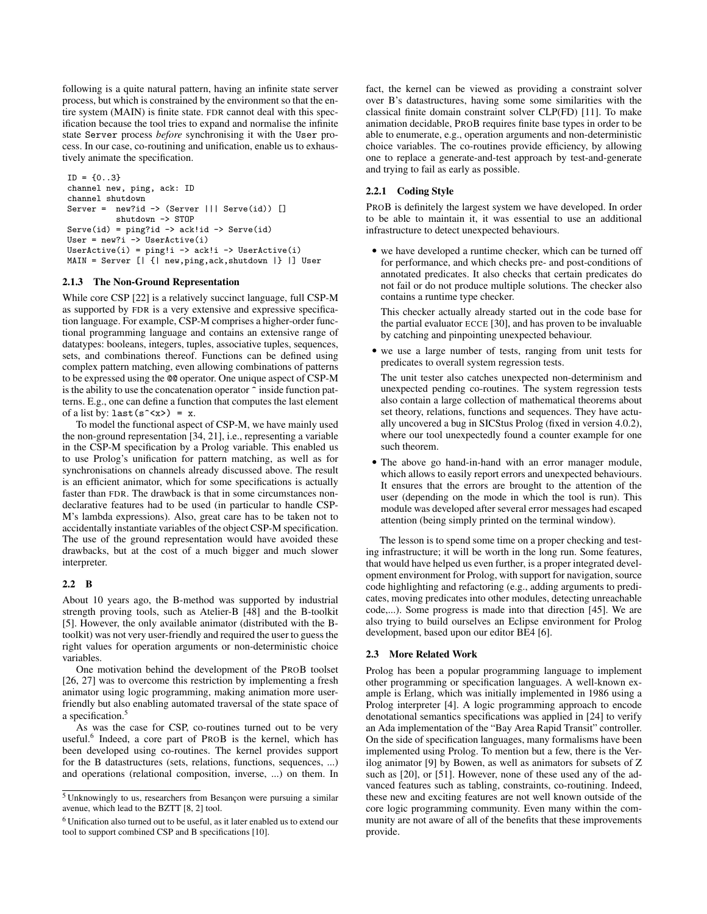following is a quite natural pattern, having an infinite state server process, but which is constrained by the environment so that the entire system (MAIN) is finite state. FDR cannot deal with this specification because the tool tries to expand and normalise the infinite state Server process *before* synchronising it with the User process. In our case, co-routining and unification, enable us to exhaustively animate the specification.

```
ID = {0..3}
channel new, ping, ack: ID
channel shutdown
Server =  new?id -> (Server ||| Serve(id)) []
          shutdown -> STOP
Serve(id) = ping?id -> ack!id -> Serve(id)
User = new?i -> UserActive(i)
UserActive(i) = ping!i -> ack!i -> UserActive(i)
MAIN = Server [| {| new,ping,ack,shutdown |} |] User
```

#### 2.1.3 The Non-Ground Representation

While core CSP [22] is a relatively succinct language, full CSP-M as supported by FDR is a very extensive and expressive specification language. For example, CSP-M comprises a higher-order functional programming language and contains an extensive range of datatypes: booleans, integers, tuples, associative tuples, sequences, sets, and combinations thereof. Functions can be defined using complex pattern matching, even allowing combinations of patterns to be expressed using the `@@` operator. One unique aspect of CSP-M is the ability to use the concatenation operator `^` inside function patterns. E.g., one can define a function that computes the last element of a list by: `last(s^<x>) = x`.

To model the functional aspect of CSP-M, we have mainly used the non-ground representation [34, 21], i.e., representing a variable in the CSP-M specification by a Prolog variable. This enabled us to use Prolog's unification for pattern matching, as well as for synchronisations on channels already discussed above. The result is an efficient animator, which for some specifications is actually faster than FDR. The drawback is that in some circumstances non-declarative features had to be used (in particular to handle CSP-M's lambda expressions). Also, great care has to be taken not to accidentally instantiate variables of the object CSP-M specification. The use of the ground representation would have avoided these drawbacks, but at the cost of a much bigger and much slower interpreter.

### 2.2 B

About 10 years ago, the B-method was supported by industrial strength proving tools, such as Atelier-B [48] and the B-toolkit [5]. However, the only available animator (distributed with the B-toolkit) was not very user-friendly and required the user to guess the right values for operation arguments or non-deterministic choice variables.

One motivation behind the development of the ProB toolset [26, 27] was to overcome this restriction by implementing a fresh animator using logic programming, making animation more user-friendly but also enabling automated traversal of the state space of a specification.[5]

As was the case for CSP, co-routines turned out to be very useful.[6] Indeed, a core part of ProB is the kernel, which has been developed using co-routines. The kernel provides support for the B datastructures (sets, relations, functions, sequences, ...) and operations (relational composition, inverse, ...) on them. In fact, the kernel can be viewed as providing a constraint solver over B's datastructures, having some some similarities with the classical finite domain constraint solver CLP(FD) [11]. To make animation decidable, ProB requires finite base types in order to be able to enumerate, e.g., operation arguments and non-deterministic choice variables. The co-routines provide efficiency, by allowing one to replace a generate-and-test approach by test-and-generate and trying to fail as early as possible.

#### 2.2.1 Coding Style

ProB is definitely the largest system we have developed. In order to be able to maintain it, it was essential to use an additional infrastructure to detect unexpected behaviours.

- we have developed a runtime checker, which can be turned off for performance, and which checks pre- and post-conditions of annotated predicates. It also checks that certain predicates do not fail or do not produce multiple solutions. The checker also contains a runtime type checker.

  This checker actually already started out in the code base for the partial evaluator ECCE [30], and has proven to be invaluable by catching and pinpointing unexpected behaviour.

- we use a large number of tests, ranging from unit tests for predicates to overall system regression tests.

  The unit tester also catches unexpected non-determinism and unexpected pending co-routines. The system regression tests also contain a large collection of mathematical theorems about set theory, relations, functions and sequences. They have actually uncovered a bug in SICStus Prolog (fixed in version 4.0.2), where our tool unexpectedly found a counter example for one such theorem.

- The above go hand-in-hand with an error manager module, which allows to easily report errors and unexpected behaviours. It ensures that the errors are brought to the attention of the user (depending on the mode in which the tool is run). This module was developed after several error messages had escaped attention (being simply printed on the terminal window).

The lesson is to spend some time on a proper checking and testing infrastructure; it will be worth in the long run. Some features, that would have helped us even further, is a proper integrated development environment for Prolog, with support for navigation, source code highlighting and refactoring (e.g., adding arguments to predicates, moving predicates into other modules, detecting unreachable code,...). Some progress is made into that direction [45]. We are also trying to build ourselves an Eclipse environment for Prolog development, based upon our editor BE4 [6].

### 2.3 More Related Work

Prolog has been a popular programming language to implement other programming or specification languages. A well-known example is Erlang, which was initially implemented in 1986 using a Prolog interpreter [4]. A logic programming approach to encode denotational semantics specifications was applied in [24] to verify an Ada implementation of the "Bay Area Rapid Transit" controller. On the side of specification languages, many formalisms have been implemented using Prolog. To mention but a few, there is the Verilog animator [9] by Bowen, as well as animators for subsets of Z such as [20], or [51]. However, none of these used any of the advanced features such as tabling, constraints, co-routining. Indeed, these new and exciting features are not well known outside of the core logic programming community. Even many within the community are not aware of all of the benefits that these improvements provide.

---

[5] Unknowingly to us, researchers from Besançon were pursuing a similar avenue, which lead to the BZTT [8, 2] tool.

[6] Unification also turned out to be useful, as it later enabled us to extend our tool to support combined CSP and B specifications [10].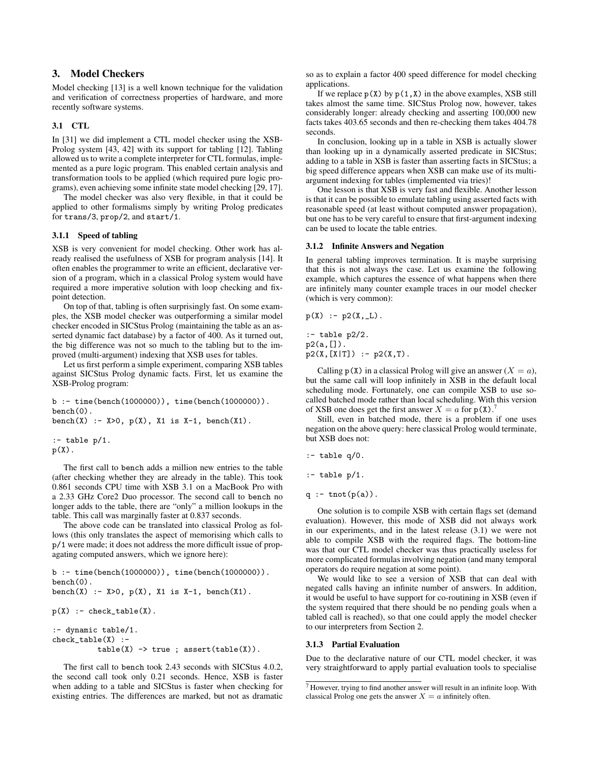## 3. Model Checkers

Model checking [13] is a well known technique for the validation and verification of correctness properties of hardware, and more recently software systems.

### 3.1 CTL

In [31] we did implement a CTL model checker using the XSB-Prolog system [43, 42] with its support for tabling [12]. Tabling allowed us to write a complete interpreter for CTL formulas, implemented as a pure logic program. This enabled certain analysis and transformation tools to be applied (which required pure logic programs), even achieving some infinite state model checking [29, 17].

The model checker was also very flexible, in that it could be applied to other formalisms simply by writing Prolog predicates for `trans/3`, `prop/2`, and `start/1`.

#### 3.1.1 Speed of tabling

XSB is very convenient for model checking. Other work has already realised the usefulness of XSB for program analysis [14]. It often enables the programmer to write an efficient, declarative version of a program, which in a classical Prolog system would have required a more imperative solution with loop checking and fixpoint detection.

On top of that, tabling is often surprisingly fast. On some examples, the XSB model checker was outperforming a similar model checker encoded in SICStus Prolog (maintaining the table as an asserted dynamic fact database) by a factor of 400. As it turned out, the big difference was not so much to the tabling but to the improved (multi-argument) indexing that XSB uses for tables.

Let us first perform a simple experiment, comparing XSB tables against SICStus Prolog dynamic facts. First, let us examine the XSB-Prolog program:

```
b :- time(bench(1000000)), time(bench(1000000)).
bench(0).
bench(X) :- X>0, p(X), X1 is X-1, bench(X1).

:- table p/1.
p(X).
```

The first call to `bench` adds a million new entries to the table (after checking whether they are already in the table). This took 0.861 seconds CPU time with XSB 3.1 on a MacBook Pro with a 2.33 GHz Core2 Duo processor. The second call to `bench` no longer adds to the table, there are "only" a million lookups in the table. This call was marginally faster at 0.837 seconds.

The above code can be translated into classical Prolog as follows (this only translates the aspect of memorising which calls to `p/1` were made; it does not address the more difficult issue of propagating computed answers, which we ignore here):

```
b :- time(bench(1000000)), time(bench(1000000)).
bench(0).
bench(X) :- X>0, p(X), X1 is X-1, bench(X1).

p(X) :- check_table(X).

:- dynamic table/1.
check_table(X) :-
        table(X) -> true ; assert(table(X)).
```

The first call to `bench` took 2.43 seconds with SICStus 4.0.2, the second call took only 0.21 seconds. Hence, XSB is faster when adding to a table and SICStus is faster when checking for existing entries. The differences are marked, but not as dramatic so as to explain a factor 400 speed difference for model checking applications.

If we replace `p(X)` by `p(1,X)` in the above examples, XSB still takes almost the same time. SICStus Prolog now, however, takes considerably longer: already checking and asserting 100,000 new facts takes 403.65 seconds and then re-checking them takes 404.78 seconds.

In conclusion, looking up in a table in XSB is actually slower than looking up in a dynamically asserted predicate in SICStus; adding to a table in XSB is faster than asserting facts in SICStus; a big speed difference appears when XSB can make use of its multi-argument indexing for tables (implemented via tries)!

One lesson is that XSB is very fast and flexible. Another lesson is that it can be possible to emulate tabling using asserted facts with reasonable speed (at least without computed answer propagation), but one has to be very careful to ensure that first-argument indexing can be used to locate the table entries.

#### 3.1.2 Infinite Answers and Negation

In general tabling improves termination. It is maybe surprising that this is not always the case. Let us examine the following example, which captures the essence of what happens when there are infinitely many counter example traces in our model checker (which is very common):

```
p(X) :- p2(X,_L).

:- table p2/2.
p2(a,[]).
p2(X,[X|T]) :- p2(X,T).
```

Calling `p(X)` in a classical Prolog will give an answer ($X = a$), but the same call will loop infinitely in XSB in the default local scheduling mode. Fortunately, one can compile XSB to use so-called batched mode rather than local scheduling. With this version of XSB one does get the first answer $X = a$ for `p(X)`.[7]

Still, even in batched mode, there is a problem if one uses negation on the above query: here classical Prolog would terminate, but XSB does not:

```
:- table q/0.

:- table p/1.

q :- tnot(p(a)).
```

One solution is to compile XSB with certain flags set (demand evaluation). However, this mode of XSB did not always work in our experiments, and in the latest release (3.1) we were not able to compile XSB with the required flags. The bottom-line was that our CTL model checker was thus practically useless for more complicated formulas involving negation (and many temporal operators do require negation at some point).

We would like to see a version of XSB that can deal with negated calls having an infinite number of answers. In addition, it would be useful to have support for co-routining in XSB (even if the system required that there should be no pending goals when a tabled call is reached), so that one could apply the model checker to our interpreters from Section 2.

#### 3.1.3 Partial Evaluation

Due to the declarative nature of our CTL model checker, it was very straightforward to apply partial evaluation tools to specialise

[7] However, trying to find another answer will result in an infinite loop. With classical Prolog one gets the answer $X = a$ infinitely often.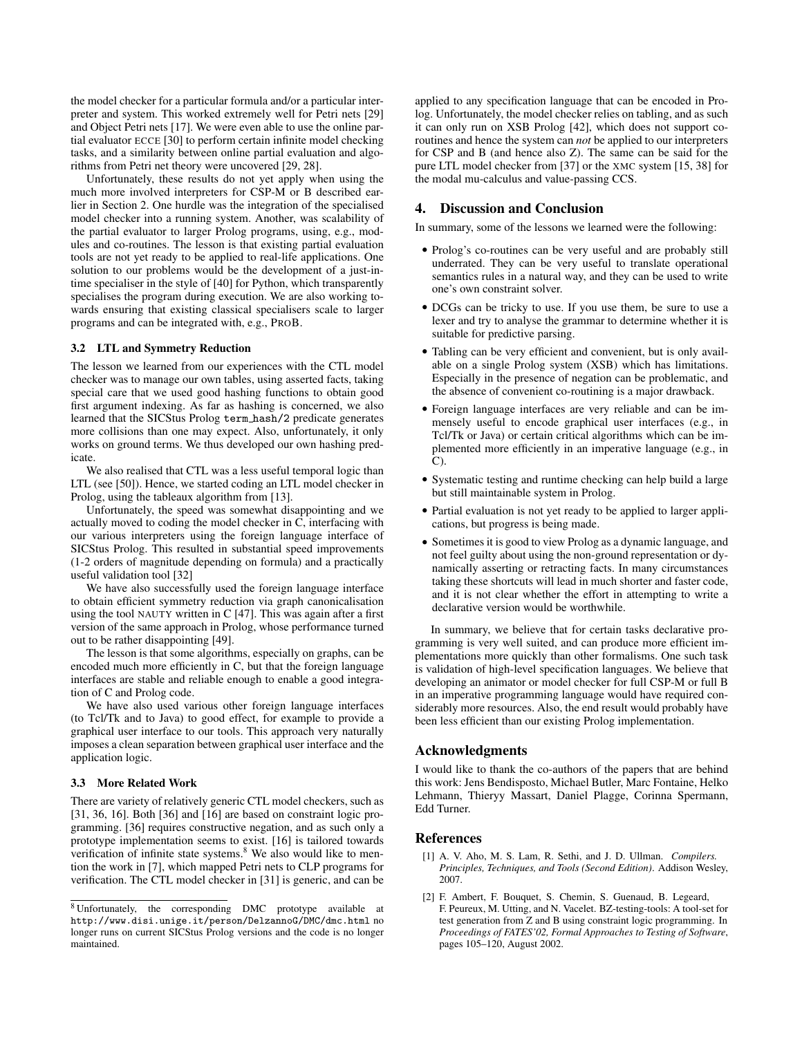the model checker for a particular formula and/or a particular interpreter and system. This worked extremely well for Petri nets [29] and Object Petri nets [17]. We were even able to use the online partial evaluator ECCE [30] to perform certain infinite model checking tasks, and a similarity between online partial evaluation and algorithms from Petri net theory were uncovered [29, 28].

Unfortunately, these results do not yet apply when using the much more involved interpreters for CSP-M or B described earlier in Section 2. One hurdle was the integration of the specialised model checker into a running system. Another, was scalability of the partial evaluator to larger Prolog programs, using, e.g., modules and co-routines. The lesson is that existing partial evaluation tools are not yet ready to be applied to real-life applications. One solution to our problems would be the development of a just-in-time specialiser in the style of [40] for Python, which transparently specialises the program during execution. We are also working towards ensuring that existing classical specialisers scale to larger programs and can be integrated with, e.g., PROB.

### 3.2 LTL and Symmetry Reduction

The lesson we learned from our experiences with the CTL model checker was to manage our own tables, using asserted facts, taking special care that we used good hashing functions to obtain good first argument indexing. As far as hashing is concerned, we also learned that the SICStus Prolog `term_hash/2` predicate generates more collisions than one may expect. Also, unfortunately, it only works on ground terms. We thus developed our own hashing predicate.

We also realised that CTL was a less useful temporal logic than LTL (see [50]). Hence, we started coding an LTL model checker in Prolog, using the tableaux algorithm from [13].

Unfortunately, the speed was somewhat disappointing and we actually moved to coding the model checker in C, interfacing with our various interpreters using the foreign language interface of SICStus Prolog. This resulted in substantial speed improvements (1-2 orders of magnitude depending on formula) and a practically useful validation tool [32]

We have also successfully used the foreign language interface to obtain efficient symmetry reduction via graph canonicalisation using the tool NAUTY written in C [47]. This was again after a first version of the same approach in Prolog, whose performance turned out to be rather disappointing [49].

The lesson is that some algorithms, especially on graphs, can be encoded much more efficiently in C, but that the foreign language interfaces are stable and reliable enough to enable a good integration of C and Prolog code.

We have also used various other foreign language interfaces (to Tcl/Tk and to Java) to good effect, for example to provide a graphical user interface to our tools. This approach very naturally imposes a clean separation between graphical user interface and the application logic.

### 3.3 More Related Work

There are variety of relatively generic CTL model checkers, such as [31, 36, 16]. Both [36] and [16] are based on constraint logic programming. [36] requires constructive negation, and as such only a prototype implementation seems to exist. [16] is tailored towards verification of infinite state systems.[8] We also would like to mention the work in [7], which mapped Petri nets to CLP programs for verification. The CTL model checker in [31] is generic, and can be applied to any specification language that can be encoded in Prolog. Unfortunately, the model checker relies on tabling, and as such it can only run on XSB Prolog [42], which does not support co-routines and hence the system can *not* be applied to our interpreters for CSP and B (and hence also Z). The same can be said for the pure LTL model checker from [37] or the XMC system [15, 38] for the modal mu-calculus and value-passing CCS.

[8] Unfortunately, the corresponding DMC prototype available at `http://www.disi.unige.it/person/DelzannoG/DMC/dmc.html` no longer runs on current SICStus Prolog versions and the code is no longer maintained.

## 4. Discussion and Conclusion

In summary, some of the lessons we learned were the following:

- Prolog's co-routines can be very useful and are probably still underrated. They can be very useful to translate operational semantics rules in a natural way, and they can be used to write one's own constraint solver.
- DCGs can be tricky to use. If you use them, be sure to use a lexer and try to analyse the grammar to determine whether it is suitable for predictive parsing.
- Tabling can be very efficient and convenient, but is only available on a single Prolog system (XSB) which has limitations. Especially in the presence of negation can be problematic, and the absence of convenient co-routining is a major drawback.
- Foreign language interfaces are very reliable and can be immensely useful to encode graphical user interfaces (e.g., in Tcl/Tk or Java) or certain critical algorithms which can be implemented more efficiently in an imperative language (e.g., in C).
- Systematic testing and runtime checking can help build a large but still maintainable system in Prolog.
- Partial evaluation is not yet ready to be applied to larger applications, but progress is being made.
- Sometimes it is good to view Prolog as a dynamic language, and not feel guilty about using the non-ground representation or dynamically asserting or retracting facts. In many circumstances taking these shortcuts will lead in much shorter and faster code, and it is not clear whether the effort in attempting to write a declarative version would be worthwhile.

In summary, we believe that for certain tasks declarative programming is very well suited, and can produce more efficient implementations more quickly than other formalisms. One such task is validation of high-level specification languages. We believe that developing an animator or model checker for full CSP-M or full B in an imperative programming language would have required considerably more resources. Also, the end result would probably have been less efficient than our existing Prolog implementation.

## Acknowledgments

I would like to thank the co-authors of the papers that are behind this work: Jens Bendisposto, Michael Butler, Marc Fontaine, Helko Lehmann, Thieryy Massart, Daniel Plagge, Corinna Spermann, Edd Turner.

## References

[1] A. V. Aho, M. S. Lam, R. Sethi, and J. D. Ullman. *Compilers. Principles, Techniques, and Tools (Second Edition)*. Addison Wesley, 2007.

[2] F. Ambert, F. Bouquet, S. Chemin, S. Guenaud, B. Legeard, F. Peureux, M. Utting, and N. Vacelet. BZ-testing-tools: A tool-set for test generation from Z and B using constraint logic programming. In *Proceedings of FATES'02, Formal Approaches to Testing of Software*, pages 105–120, August 2002.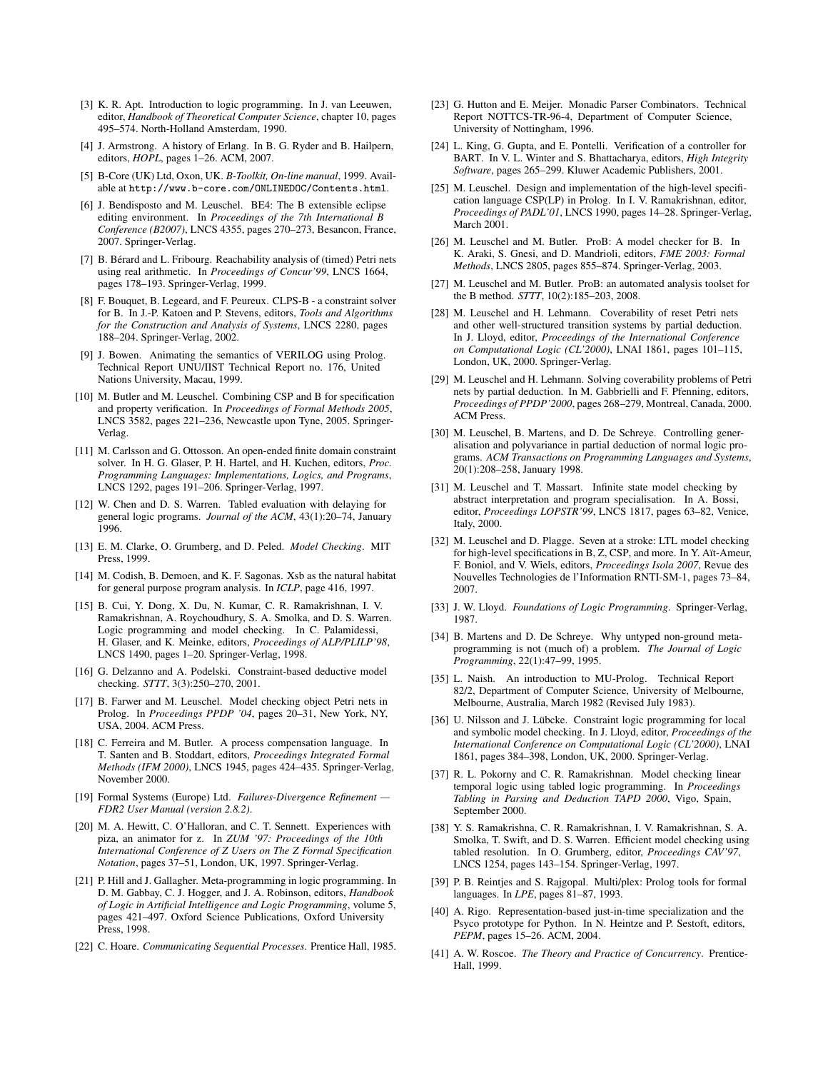[3] K. R. Apt. Introduction to logic programming. In J. van Leeuwen, editor, *Handbook of Theoretical Computer Science*, chapter 10, pages 495–574. North-Holland Amsterdam, 1990.

[4] J. Armstrong. A history of Erlang. In B. G. Ryder and B. Hailpern, editors, *HOPL*, pages 1–26. ACM, 2007.

[5] B-Core (UK) Ltd, Oxon, UK. *B-Toolkit, On-line manual*, 1999. Available at `http://www.b-core.com/ONLINEDOC/Contents.html`.

[6] J. Bendisposto and M. Leuschel. BE4: The B extensible eclipse editing environment. In *Proceedings of the 7th International B Conference (B2007)*, LNCS 4355, pages 270–273, Besancon, France, 2007. Springer-Verlag.

[7] B. Bérard and L. Fribourg. Reachability analysis of (timed) Petri nets using real arithmetic. In *Proceedings of Concur'99*, LNCS 1664, pages 178–193. Springer-Verlag, 1999.

[8] F. Bouquet, B. Legeard, and F. Peureux. CLPS-B - a constraint solver for B. In J.-P. Katoen and P. Stevens, editors, *Tools and Algorithms for the Construction and Analysis of Systems*, LNCS 2280, pages 188–204. Springer-Verlag, 2002.

[9] J. Bowen. Animating the semantics of VERILOG using Prolog. Technical Report UNU/IIST Technical Report no. 176, United Nations University, Macau, 1999.

[10] M. Butler and M. Leuschel. Combining CSP and B for specification and property verification. In *Proceedings of Formal Methods 2005*, LNCS 3582, pages 221–236, Newcastle upon Tyne, 2005. Springer-Verlag.

[11] M. Carlsson and G. Ottosson. An open-ended finite domain constraint solver. In H. G. Glaser, P. H. Hartel, and H. Kuchen, editors, *Proc. Programming Languages: Implementations, Logics, and Programs*, LNCS 1292, pages 191–206. Springer-Verlag, 1997.

[12] W. Chen and D. S. Warren. Tabled evaluation with delaying for general logic programs. *Journal of the ACM*, 43(1):20–74, January 1996.

[13] E. M. Clarke, O. Grumberg, and D. Peled. *Model Checking*. MIT Press, 1999.

[14] M. Codish, B. Demoen, and K. F. Sagonas. Xsb as the natural habitat for general purpose program analysis. In *ICLP*, page 416, 1997.

[15] B. Cui, Y. Dong, X. Du, N. Kumar, C. R. Ramakrishnan, I. V. Ramakrishnan, A. Roychoudhury, S. A. Smolka, and D. S. Warren. Logic programming and model checking. In C. Palamidessi, H. Glaser, and K. Meinke, editors, *Proceedings of ALP/PLILP'98*, LNCS 1490, pages 1–20. Springer-Verlag, 1998.

[16] G. Delzanno and A. Podelski. Constraint-based deductive model checking. *STTT*, 3(3):250–270, 2001.

[17] B. Farwer and M. Leuschel. Model checking object Petri nets in Prolog. In *Proceedings PPDP '04*, pages 20–31, New York, NY, USA, 2004. ACM Press.

[18] C. Ferreira and M. Butler. A process compensation language. In T. Santen and B. Stoddart, editors, *Proceedings Integrated Formal Methods (IFM 2000)*, LNCS 1945, pages 424–435. Springer-Verlag, November 2000.

[19] Formal Systems (Europe) Ltd. *Failures-Divergence Refinement — FDR2 User Manual (version 2.8.2)*.

[20] M. A. Hewitt, C. O'Halloran, and C. T. Sennett. Experiences with piza, an animator for z. In *ZUM '97: Proceedings of the 10th International Conference of Z Users on The Z Formal Specification Notation*, pages 37–51, London, UK, 1997. Springer-Verlag.

[21] P. Hill and J. Gallagher. Meta-programming in logic programming. In D. M. Gabbay, C. J. Hogger, and J. A. Robinson, editors, *Handbook of Logic in Artificial Intelligence and Logic Programming*, volume 5, pages 421–497. Oxford Science Publications, Oxford University Press, 1998.

[22] C. Hoare. *Communicating Sequential Processes*. Prentice Hall, 1985.

[23] G. Hutton and E. Meijer. Monadic Parser Combinators. Technical Report NOTTCS-TR-96-4, Department of Computer Science, University of Nottingham, 1996.

[24] L. King, G. Gupta, and E. Pontelli. Verification of a controller for BART. In V. L. Winter and S. Bhattacharya, editors, *High Integrity Software*, pages 265–299. Kluwer Academic Publishers, 2001.

[25] M. Leuschel. Design and implementation of the high-level specification language CSP(LP) in Prolog. In I. V. Ramakrishnan, editor, *Proceedings of PADL'01*, LNCS 1990, pages 14–28. Springer-Verlag, March 2001.

[26] M. Leuschel and M. Butler. ProB: A model checker for B. In K. Araki, S. Gnesi, and D. Mandrioli, editors, *FME 2003: Formal Methods*, LNCS 2805, pages 855–874. Springer-Verlag, 2003.

[27] M. Leuschel and M. Butler. ProB: an automated analysis toolset for the B method. *STTT*, 10(2):185–203, 2008.

[28] M. Leuschel and H. Lehmann. Coverability of reset Petri nets and other well-structured transition systems by partial deduction. In J. Lloyd, editor, *Proceedings of the International Conference on Computational Logic (CL'2000)*, LNAI 1861, pages 101–115, London, UK, 2000. Springer-Verlag.

[29] M. Leuschel and H. Lehmann. Solving coverability problems of Petri nets by partial deduction. In M. Gabbrielli and F. Pfenning, editors, *Proceedings of PPDP'2000*, pages 268–279, Montreal, Canada, 2000. ACM Press.

[30] M. Leuschel, B. Martens, and D. De Schreye. Controlling generalisation and polyvariance in partial deduction of normal logic programs. *ACM Transactions on Programming Languages and Systems*, 20(1):208–258, January 1998.

[31] M. Leuschel and T. Massart. Infinite state model checking by abstract interpretation and program specialisation. In A. Bossi, editor, *Proceedings LOPSTR'99*, LNCS 1817, pages 63–82, Venice, Italy, 2000.

[32] M. Leuschel and D. Plagge. Seven at a stroke: LTL model checking for high-level specifications in B, Z, CSP, and more. In Y. Aït-Ameur, F. Boniol, and V. Wiels, editors, *Proceedings Isola 2007*, Revue des Nouvelles Technologies de l'Information RNTI-SM-1, pages 73–84, 2007.

[33] J. W. Lloyd. *Foundations of Logic Programming*. Springer-Verlag, 1987.

[34] B. Martens and D. De Schreye. Why untyped non-ground meta-programming is not (much of) a problem. *The Journal of Logic Programming*, 22(1):47–99, 1995.

[35] L. Naish. An introduction to MU-Prolog. Technical Report 82/2, Department of Computer Science, University of Melbourne, Melbourne, Australia, March 1982 (Revised July 1983).

[36] U. Nilsson and J. Lübcke. Constraint logic programming for local and symbolic model checking. In J. Lloyd, editor, *Proceedings of the International Conference on Computational Logic (CL'2000)*, LNAI 1861, pages 384–398, London, UK, 2000. Springer-Verlag.

[37] R. L. Pokorny and C. R. Ramakrishnan. Model checking linear temporal logic using tabled logic programming. In *Proceedings Tabling in Parsing and Deduction TAPD 2000*, Vigo, Spain, September 2000.

[38] Y. S. Ramakrishna, C. R. Ramakrishnan, I. V. Ramakrishnan, S. A. Smolka, T. Swift, and D. S. Warren. Efficient model checking using tabled resolution. In O. Grumberg, editor, *Proceedings CAV'97*, LNCS 1254, pages 143–154. Springer-Verlag, 1997.

[39] P. B. Reintjes and S. Rajgopal. Multi/plex: Prolog tools for formal languages. In *LPE*, pages 81–87, 1993.

[40] A. Rigo. Representation-based just-in-time specialization and the Psyco prototype for Python. In N. Heintze and P. Sestoft, editors, *PEPM*, pages 15–26. ACM, 2004.

[41] A. W. Roscoe. *The Theory and Practice of Concurrency*. Prentice-Hall, 1999.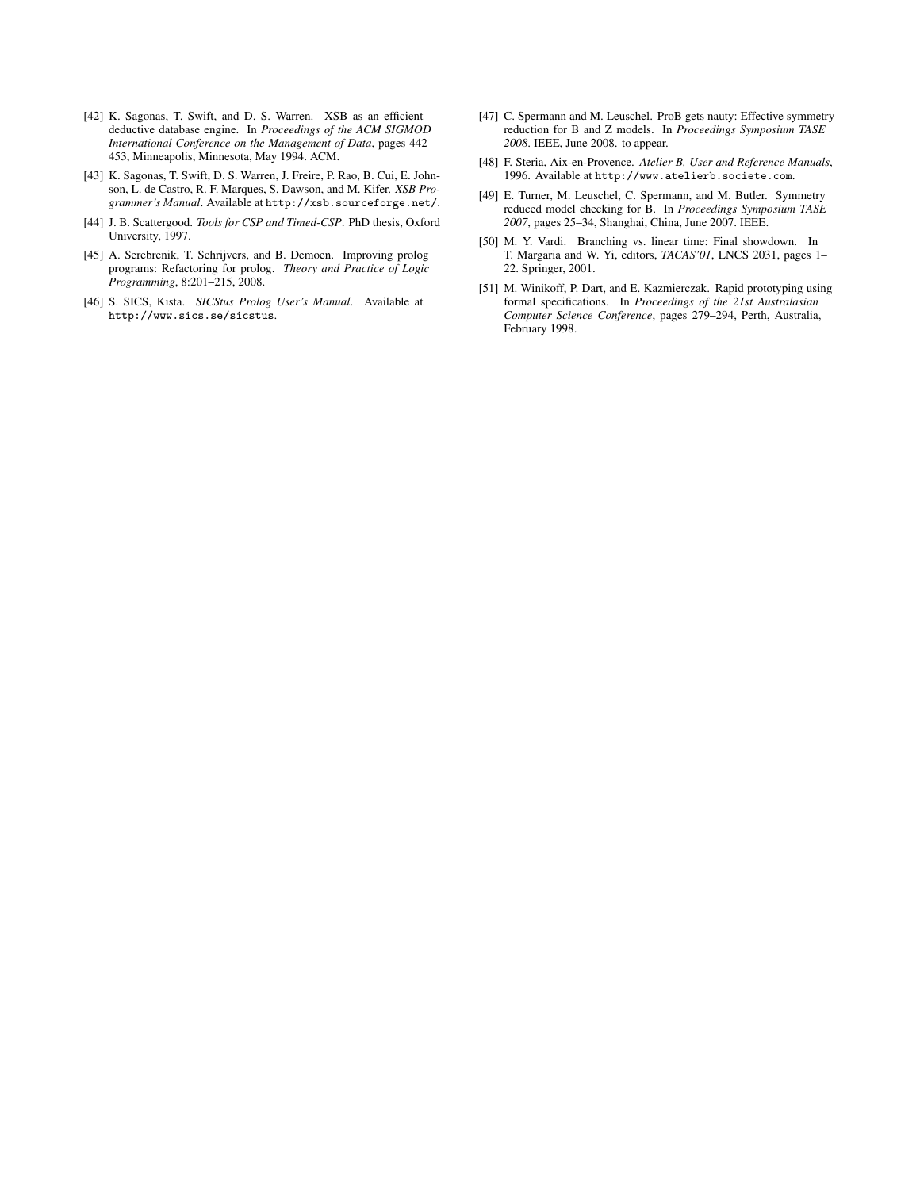[42] K. Sagonas, T. Swift, and D. S. Warren. XSB as an efficient deductive database engine. In *Proceedings of the ACM SIGMOD International Conference on the Management of Data*, pages 442–453, Minneapolis, Minnesota, May 1994. ACM.

[43] K. Sagonas, T. Swift, D. S. Warren, J. Freire, P. Rao, B. Cui, E. Johnson, L. de Castro, R. F. Marques, S. Dawson, and M. Kifer. *XSB Programmer's Manual*. Available at `http://xsb.sourceforge.net/`.

[44] J. B. Scattergood. *Tools for CSP and Timed-CSP*. PhD thesis, Oxford University, 1997.

[45] A. Serebrenik, T. Schrijvers, and B. Demoen. Improving prolog programs: Refactoring for prolog. *Theory and Practice of Logic Programming*, 8:201–215, 2008.

[46] S. SICS, Kista. *SICStus Prolog User's Manual*. Available at `http://www.sics.se/sicstus`.

[47] C. Spermann and M. Leuschel. ProB gets nauty: Effective symmetry reduction for B and Z models. In *Proceedings Symposium TASE 2008*. IEEE, June 2008. to appear.

[48] F. Steria, Aix-en-Provence. *Atelier B, User and Reference Manuals*, 1996. Available at `http://www.atelierb.societe.com`.

[49] E. Turner, M. Leuschel, C. Spermann, and M. Butler. Symmetry reduced model checking for B. In *Proceedings Symposium TASE 2007*, pages 25–34, Shanghai, China, June 2007. IEEE.

[50] M. Y. Vardi. Branching vs. linear time: Final showdown. In T. Margaria and W. Yi, editors, *TACAS'01*, LNCS 2031, pages 1–22. Springer, 2001.

[51] M. Winikoff, P. Dart, and E. Kazmierczak. Rapid prototyping using formal specifications. In *Proceedings of the 21st Australasian Computer Science Conference*, pages 279–294, Perth, Australia, February 1998.